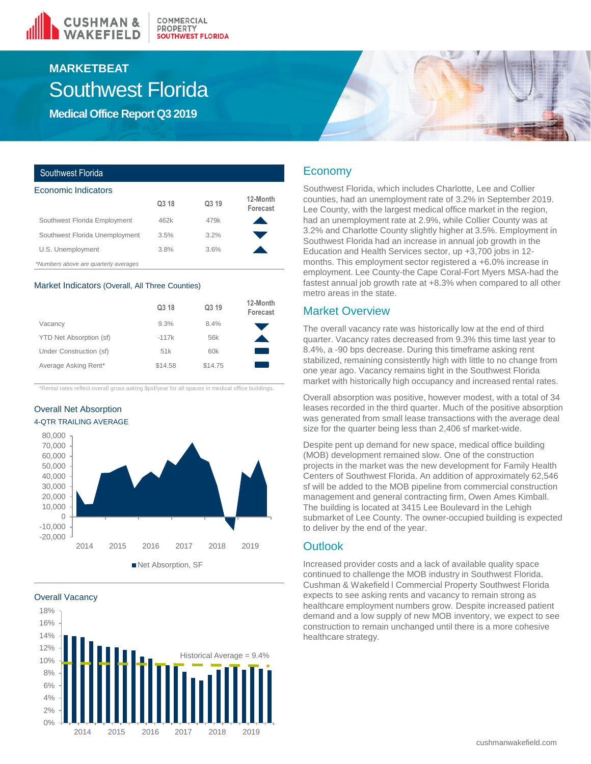# MARKETBEAT

# Southwest Florida

## Medical Office Report Q3 2019

### Southwest Florida

#### Economic Indicators

| | Q3 18 | Q3 19 | 12-Month Forecast |
|---|---|---|---|
| Southwest Florida Employment | 462k | 479k | ▲ |
| Southwest Florida Unemployment | 3.5% | 3.2% | ▼ |
| U.S. Unemployment | 3.8% | 3.6% | ▲ |

*Numbers above are quarterly averages

#### Market Indicators (Overall, All Three Counties)

| | Q3 18 | Q3 19 | 12-Month Forecast |
|---|---|---|---|
| Vacancy | 9.3% | 8.4% | ▼ |
| YTD Net Absorption (sf) | -117k | 56k | ▲ |
| Under Construction (sf) | 51k | 60k | ▬ |
| Average Asking Rent* | $14.58 | $14.75 | ▬ |

*Rental rates reflect overall gross asking $psf/year for all spaces in medical office buildings.

#### Overall Net Absorption
4-QTR TRAILING AVERAGE

Net Absorption, SF

#### Overall Vacancy

Historical Average = 9.4%

## Economy

Southwest Florida, which includes Charlotte, Lee and Collier counties, had an unemployment rate of 3.2% in September 2019. Lee County, with the largest medical office market in the region, had an unemployment rate at 2.9%, while Collier County was at 3.2% and Charlotte County slightly higher at 3.5%. Employment in Southwest Florida had an increase in annual job growth in the Education and Health Services sector, up +3,700 jobs in 12-months. This employment sector registered a +6.0% increase in employment. Lee County-the Cape Coral-Fort Myers MSA-had the fastest annual job growth rate at +8.3% when compared to all other metro areas in the state.

## Market Overview

The overall vacancy rate was historically low at the end of third quarter. Vacancy rates decreased from 9.3% this time last year to 8.4%, a -90 bps decrease. During this timeframe asking rent stabilized, remaining consistently high with little to no change from one year ago. Vacancy remains tight in the Southwest Florida market with historically high occupancy and increased rental rates.

Overall absorption was positive, however modest, with a total of 34 leases recorded in the third quarter. Much of the positive absorption was generated from small lease transactions with the average deal size for the quarter being less than 2,406 sf market-wide.

Despite pent up demand for new space, medical office building (MOB) development remained slow. One of the construction projects in the market was the new development for Family Health Centers of Southwest Florida. An addition of approximately 62,546 sf will be added to the MOB pipeline from commercial construction management and general contracting firm, Owen Ames Kimball. The building is located at 3415 Lee Boulevard in the Lehigh submarket of Lee County. The owner-occupied building is expected to deliver by the end of the year.

## Outlook

Increased provider costs and a lack of available quality space continued to challenge the MOB industry in Southwest Florida. Cushman & Wakefield I Commercial Property Southwest Florida expects to see asking rents and vacancy to remain strong as healthcare employment numbers grow. Despite increased patient demand and a low supply of new MOB inventory, we expect to see construction to remain unchanged until there is a more cohesive healthcare strategy.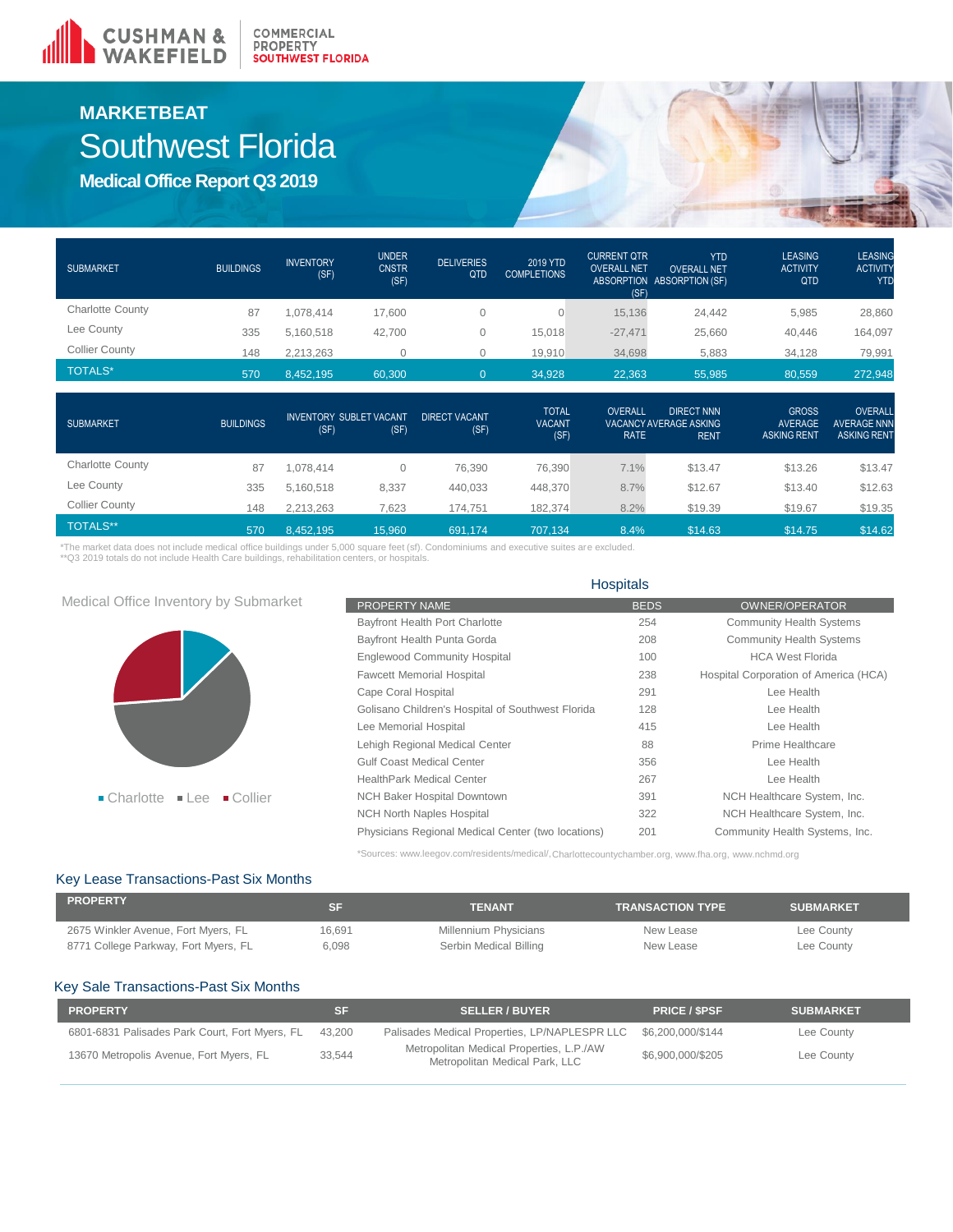# MARKETBEAT

# Southwest Florida

## Medical Office Report Q3 2019

| SUBMARKET | BUILDINGS | INVENTORY (SF) | UNDER CNSTR (SF) | DELIVERIES QTD | 2019 YTD COMPLETIONS | CURRENT QTR OVERALL NET ABSORPTION (SF) | YTD OVERALL NET ABSORPTION (SF) | LEASING ACTIVITY QTD | LEASING ACTIVITY YTD |
|---|---|---|---|---|---|---|---|---|---|
| Charlotte County | 87 | 1,078,414 | 17,600 | 0 | 0 | 15,136 | 24,442 | 5,985 | 28,860 |
| Lee County | 335 | 5,160,518 | 42,700 | 0 | 15,018 | -27,471 | 25,660 | 40,446 | 164,097 |
| Collier County | 148 | 2,213,263 | 0 | 0 | 19,910 | 34,698 | 5,883 | 34,128 | 79,991 |
| TOTALS* | 570 | 8,452,195 | 60,300 | 0 | 34,928 | 22,363 | 55,985 | 80,559 | 272,948 |

| SUBMARKET | BUILDINGS | INVENTORY (SF) | SUBLET VACANT (SF) | DIRECT VACANT (SF) | TOTAL VACANT (SF) | OVERALL VACANCY RATE | DIRECT NNN AVERAGE ASKING RENT | GROSS AVERAGE ASKING RENT | OVERALL AVERAGE NNN ASKING RENT |
|---|---|---|---|---|---|---|---|---|---|
| Charlotte County | 87 | 1,078,414 | 0 | 76,390 | 76,390 | 7.1% | $13.47 | $13.26 | $13.47 |
| Lee County | 335 | 5,160,518 | 8,337 | 440,033 | 448,370 | 8.7% | $12.67 | $13.40 | $12.63 |
| Collier County | 148 | 2,213,263 | 7,623 | 174,751 | 182,374 | 8.2% | $19.39 | $19.67 | $19.35 |
| TOTALS** | 570 | 8,452,195 | 15,960 | 691,174 | 707,134 | 8.4% | $14.63 | $14.75 | $14.62 |

*The market data does not include medical office buildings under 5,000 square feet (sf). Condominiums and executive suites are excluded.
**Q3 2019 totals do not include Health Care buildings, rehabilitation centers, or hospitals.

### Medical Office Inventory by Submarket

Charlotte · Lee · Collier

### Hospitals

| PROPERTY NAME | BEDS | OWNER/OPERATOR |
|---|---|---|
| Bayfront Health Port Charlotte | 254 | Community Health Systems |
| Bayfront Health Punta Gorda | 208 | Community Health Systems |
| Englewood Community Hospital | 100 | HCA West Florida |
| Fawcett Memorial Hospital | 238 | Hospital Corporation of America (HCA) |
| Cape Coral Hospital | 291 | Lee Health |
| Golisano Children's Hospital of Southwest Florida | 128 | Lee Health |
| Lee Memorial Hospital | 415 | Lee Health |
| Lehigh Regional Medical Center | 88 | Prime Healthcare |
| Gulf Coast Medical Center | 356 | Lee Health |
| HealthPark Medical Center | 267 | Lee Health |
| NCH Baker Hospital Downtown | 391 | NCH Healthcare System, Inc. |
| NCH North Naples Hospital | 322 | NCH Healthcare System, Inc. |
| Physicians Regional Medical Center (two locations) | 201 | Community Health Systems, Inc. |

*Sources: www.leegov.com/residents/medical/, Charlottecountychamber.org, www.fha.org, www.nchmd.org

### Key Lease Transactions-Past Six Months

| PROPERTY | SF | TENANT | TRANSACTION TYPE | SUBMARKET |
|---|---|---|---|---|
| 2675 Winkler Avenue, Fort Myers, FL | 16,691 | Millennium Physicians | New Lease | Lee County |
| 8771 College Parkway, Fort Myers, FL | 6,098 | Serbin Medical Billing | New Lease | Lee County |

### Key Sale Transactions-Past Six Months

| PROPERTY | SF | SELLER / BUYER | PRICE / $PSF | SUBMARKET |
|---|---|---|---|---|
| 6801-6831 Palisades Park Court, Fort Myers, FL | 43,200 | Palisades Medical Properties, LP/NAPLESPR LLC | $6,200,000/$144 | Lee County |
| 13670 Metropolis Avenue, Fort Myers, FL | 33,544 | Metropolitan Medical Properties, L.P./AW Metropolitan Medical Park, LLC | $6,900,000/$205 | Lee County |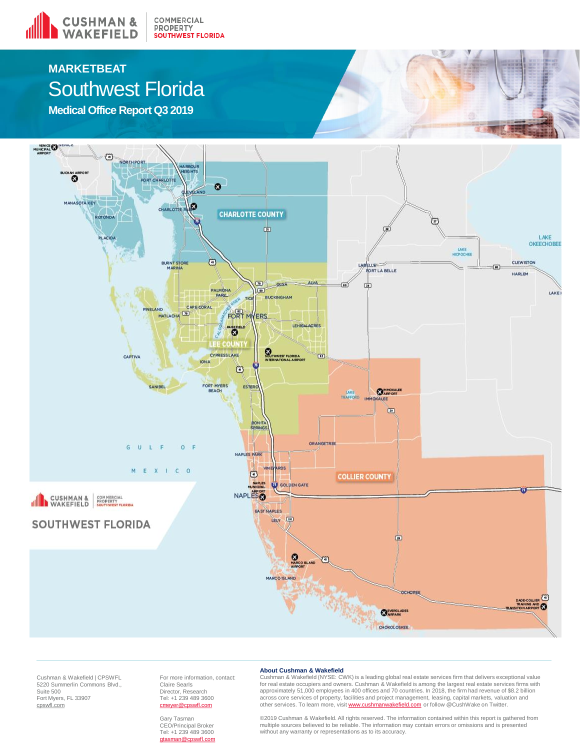# MARKETBEAT

# Southwest Florida

## Medical Office Report Q3 2019

CHARLOTTE COUNTY

LEE COUNTY

COLLIER COUNTY

SOUTHWEST FLORIDA

Cushman & Wakefield | CPSWFL
5220 Summerlin Commons Blvd.,
Suite 500
Fort Myers, FL 33907
cpswfl.com

For more information, contact:
Claire Searls
Director, Research
Tel: +1 239 489 3600
cmeyer@cpswfl.com

Gary Tasman
CEO/Principal Broker
Tel: +1 239 489 3600
gtasman@cpswfl.com

**About Cushman & Wakefield**

Cushman & Wakefield (NYSE: CWK) is a leading global real estate services firm that delivers exceptional value for real estate occupiers and owners. Cushman & Wakefield is among the largest real estate services firms with approximately 51,000 employees in 400 offices and 70 countries. In 2018, the firm had revenue of $8.2 billion across core services of property, facilities and project management, leasing, capital markets, valuation and other services. To learn more, visit www.cushmanwakefield.com or follow @CushWake on Twitter.

©2019 Cushman & Wakefield. All rights reserved. The information contained within this report is gathered from multiple sources believed to be reliable. The information may contain errors or omissions and is presented without any warranty or representations as to its accuracy.